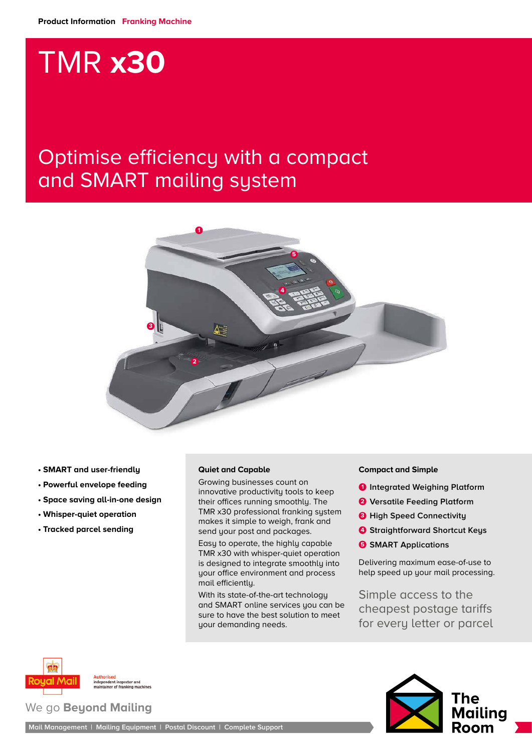Product Information **Franking Machine**

# TMR **x30**

## Optimise efficiency with a compact and SMART mailing system

- **SMART and user-friendly**
- **Powerful envelope feeding**
- **Space saving all-in-one design**
- **Whisper-quiet operation**
- **Tracked parcel sending**

### Quiet and Capable

Growing businesses count on innovative productivity tools to keep their offices running smoothly. The TMR x30 professional franking system makes it simple to weigh, frank and send your post and packages.

Easy to operate, the highly capable TMR x30 with whisper-quiet operation is designed to integrate smoothly into your office environment and process mail efficiently.

With its state-of-the-art technology and SMART online services you can be sure to have the best solution to meet your demanding needs.

### Compact and Simple

1. **Integrated Weighing Platform**
2. **Versatile Feeding Platform**
3. **High Speed Connectivity**
4. **Straightforward Shortcut Keys**
5. **SMART Applications**

Delivering maximum ease-of-use to help speed up your mail processing.

Simple access to the cheapest postage tariffs for every letter or parcel

Royal Mail — Authorised independent inspector and maintainer of franking machines

We go **Beyond Mailing**

Mail Management | Mailing Equipment | Postal Discount | Complete Support

The Mailing Room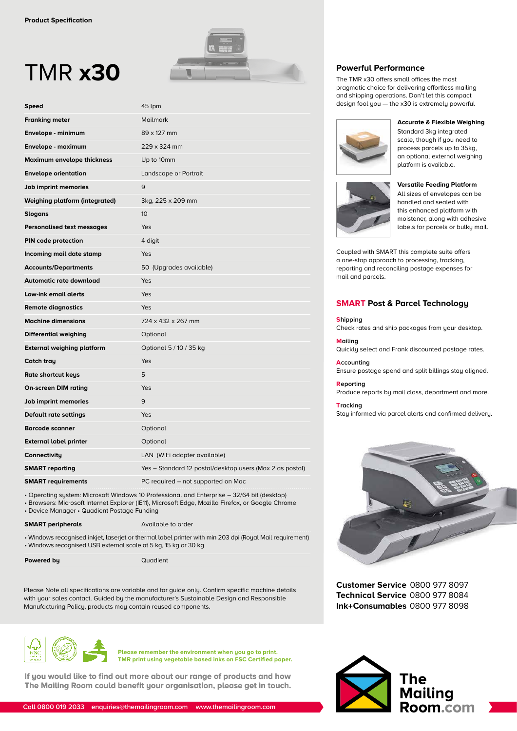Product Specification

# TMR **x30**

| | |
|---|---|
| **Speed** | 45 lpm |
| **Franking meter** | Mailmark |
| **Envelope - minimum** | 89 x 127 mm |
| **Envelope - maximum** | 229 x 324 mm |
| **Maximum envelope thickness** | Up to 10mm |
| **Envelope orientation** | Landscape or Portrait |
| **Job imprint memories** | 9 |
| **Weighing platform (integrated)** | 3kg, 225 x 209 mm |
| **Slogans** | 10 |
| **Personalised text messages** | Yes |
| **PIN code protection** | 4 digit |
| **Incoming mail date stamp** | Yes |
| **Accounts/Departments** | 50 (Upgrades available) |
| **Automatic rate download** | Yes |
| **Low-ink email alerts** | Yes |
| **Remote diagnostics** | Yes |
| **Machine dimensions** | 724 x 432 x 267 mm |
| **Differential weighing** | Optional |
| **External weighing platform** | Optional 5 / 10 / 35 kg |
| **Catch tray** | Yes |
| **Rate shortcut keys** | 5 |
| **On-screen DIM rating** | Yes |
| **Job imprint memories** | 9 |
| **Default rate settings** | Yes |
| **Barcode scanner** | Optional |
| **External label printer** | Optional |
| **Connectivity** | LAN (WiFi adapter available) |
| **SMART reporting** | Yes – Standard 12 postal/desktop users (Max 2 as postal) |
| **SMART requirements** | PC required – not supported on Mac |

- Operating system: Microsoft Windows 10 Professional and Enterprise – 32/64 bit (desktop)
- Browsers: Microsoft Internet Explorer (IE11), Microsoft Edge, Mozilla Firefox, or Google Chrome
- Device Manager • Quadient Postage Funding

| | |
|---|---|
| **SMART peripherals** | Available to order |

- Windows recognised inkjet, laserjet or thermal label printer with min 203 dpi (Royal Mail requirement)
- Windows recognised USB external scale at 5 kg, 15 kg or 30 kg

| | |
|---|---|
| **Powered by** | Quadient |

Please Note all specifications are variable and for guide only. Confirm specific machine details with your sales contact. Guided by the manufacturer's Sustainable Design and Responsible Manufacturing Policy, products may contain reused components.

## Powerful Performance

The TMR x30 offers small offices the most pragmatic choice for delivering effortless mailing and shipping operations. Don't let this compact design fool you — the x30 is extremely powerful

### Accurate & Flexible Weighing

Standard 3kg integrated scale, though if you need to process parcels up to 35kg, an optional external weighing platform is available.

### Versatile Feeding Platform

All sizes of envelopes can be handled and sealed with this enhanced platform with moistener, along with adhesive labels for parcels or bulky mail.

Coupled with SMART this complete suite offers a one-stop approach to processing, tracking, reporting and reconciling postage expenses for mail and parcels.

## SMART Post & Parcel Technology

**Shipping**
Check rates and ship packages from your desktop.

**Mailing**
Quickly select and Frank discounted postage rates.

**Accounting**
Ensure postage spend and split billings stay aligned.

**Reporting**
Produce reports by mail class, department and more.

**Tracking**
Stay informed via parcel alerts and confirmed delivery.

**Customer Service** 0800 977 8097
**Technical Service** 0800 977 8084
**Ink+Consumables** 0800 977 8098

**Please remember the environment when you go to print.**
**TMR print using vegetable based inks on FSC Certified paper.**

**If you would like to find out more about our range of products and how The Mailing Room could benefit your organisation, please get in touch.**

Call 0800 019 2033 enquiries@themailingroom.com www.themailingroom.com

The Mailing Room.com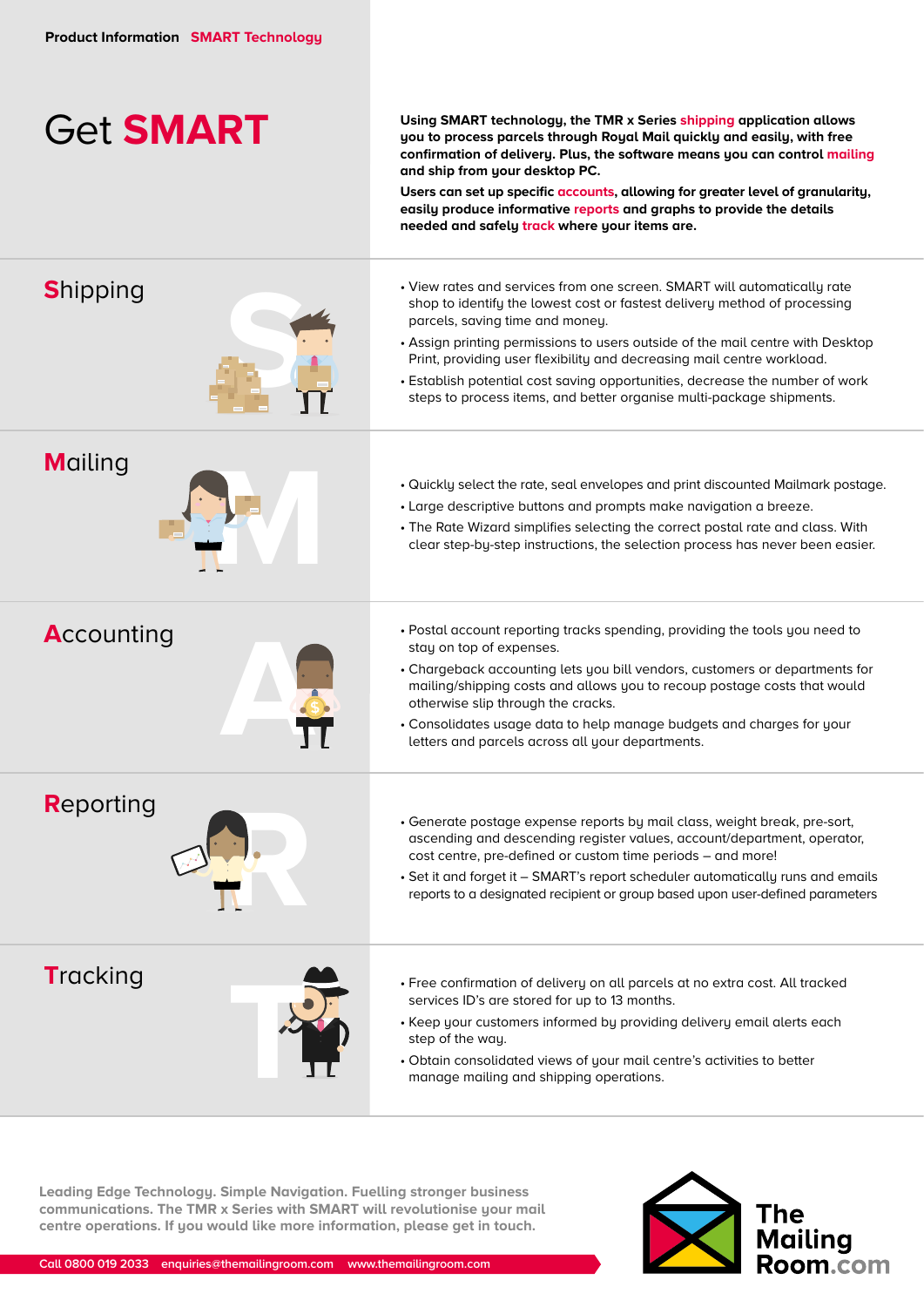Product Information **SMART Technology**

# Get SMART

**Using SMART technology, the TMR x Series shipping application allows you to process parcels through Royal Mail quickly and easily, with free confirmation of delivery. Plus, the software means you can control mailing and ship from your desktop PC.**

**Users can set up specific accounts, allowing for greater level of granularity, easily produce informative reports and graphs to provide the details needed and safely track where your items are.**

## Shipping

- View rates and services from one screen. SMART will automatically rate shop to identify the lowest cost or fastest delivery method of processing parcels, saving time and money.
- Assign printing permissions to users outside of the mail centre with Desktop Print, providing user flexibility and decreasing mail centre workload.
- Establish potential cost saving opportunities, decrease the number of work steps to process items, and better organise multi-package shipments.

## Mailing

- Quickly select the rate, seal envelopes and print discounted Mailmark postage.
- Large descriptive buttons and prompts make navigation a breeze.
- The Rate Wizard simplifies selecting the correct postal rate and class. With clear step-by-step instructions, the selection process has never been easier.

## Accounting

- Postal account reporting tracks spending, providing the tools you need to stay on top of expenses.
- Chargeback accounting lets you bill vendors, customers or departments for mailing/shipping costs and allows you to recoup postage costs that would otherwise slip through the cracks.
- Consolidates usage data to help manage budgets and charges for your letters and parcels across all your departments.

## Reporting

- Generate postage expense reports by mail class, weight break, pre-sort, ascending and descending register values, account/department, operator, cost centre, pre-defined or custom time periods – and more!
- Set it and forget it – SMART's report scheduler automatically runs and emails reports to a designated recipient or group based upon user-defined parameters

## Tracking

- Free confirmation of delivery on all parcels at no extra cost. All tracked services ID's are stored for up to 13 months.
- Keep your customers informed by providing delivery email alerts each step of the way.
- Obtain consolidated views of your mail centre's activities to better manage mailing and shipping operations.

**Leading Edge Technology. Simple Navigation. Fuelling stronger business communications. The TMR x Series with SMART will revolutionise your mail centre operations. If you would like more information, please get in touch.**

Call 0800 019 2033 enquiries@themailingroom.com www.themailingroom.com

The Mailing Room.com